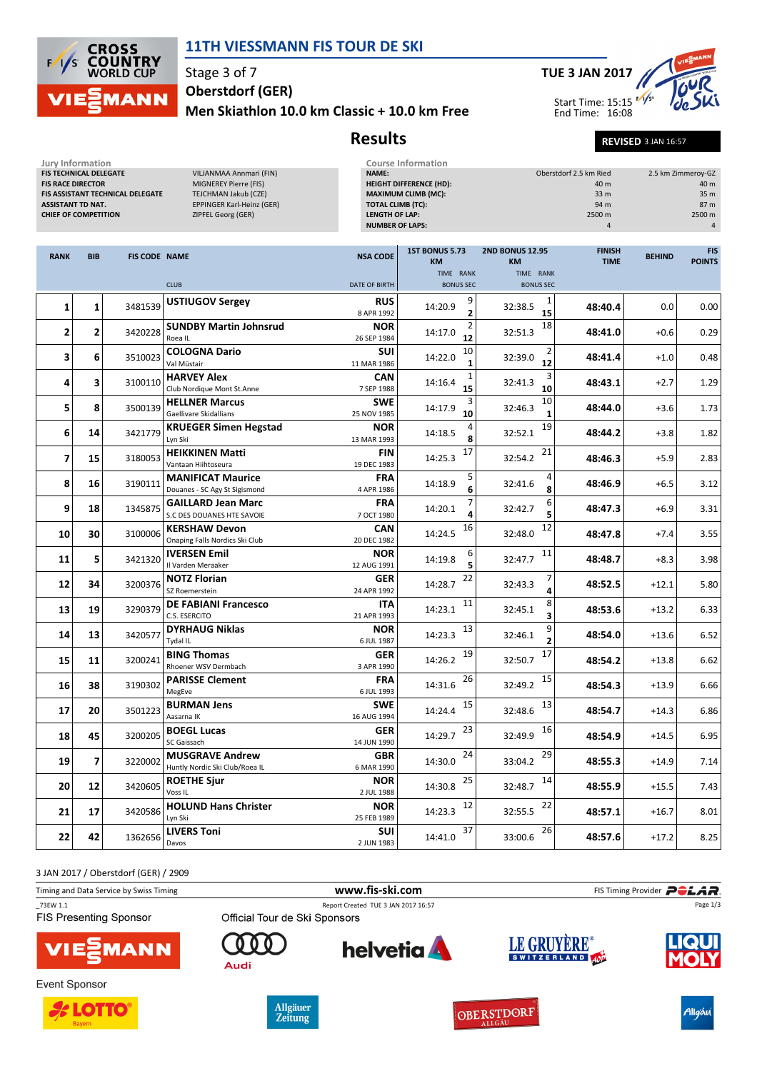# 11TH VIESSMANN FIS TOUR DE SKI

Stage 3 of 7
Oberstdorf (GER)
Men Skiathlon 10.0 km Classic + 10.0 km Free

TUE 3 JAN 2017

Start Time: 15:15
End Time: 16:08

## Results

REVISED 3 JAN 16:57

**Jury Information**

| | |
|---|---|
| FIS TECHNICAL DELEGATE | VILJANMAA Anmari (FIN) |
| FIS RACE DIRECTOR | MIGNEREY Pierre (FIS) |
| FIS ASSISTANT TECHNICAL DELEGATE | TEJCHMAN Jakub (CZE) |
| ASSISTANT TD NAT. | EPPINGER Karl-Heinz (GER) |
| CHIEF OF COMPETITION | ZIPFEL Georg (GER) |

**Course Information**

| | | |
|---|---|---|
| NAME: | Oberstdorf 2.5 km Ried | 2.5 km Zimmeroy-GZ |
| HEIGHT DIFFERENCE (HD): | 40 m | 40 m |
| MAXIMUM CLIMB (MC): | 33 m | 35 m |
| TOTAL CLIMB (TC): | 94 m | 87 m |
| LENGTH OF LAP: | 2500 m | 2500 m |
| NUMBER OF LAPS: | 4 | 4 |

| RANK | BIB | FIS CODE | NAME / CLUB | NSA CODE / DATE OF BIRTH | 1ST BONUS 5.73 KM TIME | RANK / BONUS SEC | 2ND BONUS 12.95 KM TIME | RANK / BONUS SEC | FINISH TIME | BEHIND | FIS POINTS |
|---|---|---|---|---|---|---|---|---|---|---|---|
| 1 | 1 | 3481539 | **USTIUGOV Sergey** / | RUS / 8 APR 1992 | 14:20.9 | 9 / 2 | 32:38.5 | 1 / 15 | 48:40.4 | 0.0 | 0.00 |
| 2 | 2 | 3420228 | **SUNDBY Martin Johnsrud** / Roea IL | NOR / 26 SEP 1984 | 14:17.0 | 2 / 12 | 32:51.3 | 18 | 48:41.0 | +0.6 | 0.29 |
| 3 | 6 | 3510023 | **COLOGNA Dario** / Val Müstair | SUI / 11 MAR 1986 | 14:22.0 | 10 / 1 | 32:39.0 | 2 / 12 | 48:41.4 | +1.0 | 0.48 |
| 4 | 3 | 3100110 | **HARVEY Alex** / Club Nordique Mont St.Anne | CAN / 7 SEP 1988 | 14:16.4 | 1 / 15 | 32:41.3 | 3 / 10 | 48:43.1 | +2.7 | 1.29 |
| 5 | 8 | 3500139 | **HELLNER Marcus** / Gaellivare Skidallians | SWE / 25 NOV 1985 | 14:17.9 | 3 / 10 | 32:46.3 | 10 / 1 | 48:44.0 | +3.6 | 1.73 |
| 6 | 14 | 3421779 | **KRUEGER Simen Hegstad** / Lyn Ski | NOR / 13 MAR 1993 | 14:18.5 | 4 / 8 | 32:52.1 | 19 | 48:44.2 | +3.8 | 1.82 |
| 7 | 15 | 3180053 | **HEIKKINEN Matti** / Vantaan Hiihtoseura | FIN / 19 DEC 1983 | 14:25.3 | 17 | 32:54.2 | 21 | 48:46.3 | +5.9 | 2.83 |
| 8 | 16 | 3190111 | **MANIFICAT Maurice** / Douanes - SC Agy St Sigismond | FRA / 4 APR 1986 | 14:18.9 | 5 / 6 | 32:41.6 | 4 / 8 | 48:46.9 | +6.5 | 3.12 |
| 9 | 18 | 1345875 | **GAILLARD Jean Marc** / S.C DES DOUANES HTE SAVOIE | FRA / 7 OCT 1980 | 14:20.1 | 7 / 4 | 32:42.7 | 6 / 5 | 48:47.3 | +6.9 | 3.31 |
| 10 | 30 | 3100006 | **KERSHAW Devon** / Onaping Falls Nordics Ski Club | CAN / 20 DEC 1982 | 14:24.5 | 16 | 32:48.0 | 12 | 48:47.8 | +7.4 | 3.55 |
| 11 | 5 | 3421320 | **IVERSEN Emil** / Il Varden Meraaker | NOR / 12 AUG 1991 | 14:19.8 | 6 / 5 | 32:47.7 | 11 | 48:48.7 | +8.3 | 3.98 |
| 12 | 34 | 3200376 | **NOTZ Florian** / SZ Roemerstein | GER / 24 APR 1992 | 14:28.7 | 22 | 32:43.3 | 7 / 4 | 48:52.5 | +12.1 | 5.80 |
| 13 | 19 | 3290379 | **DE FABIANI Francesco** / C.S. ESERCITO | ITA / 21 APR 1993 | 14:23.1 | 11 | 32:45.1 | 8 / 3 | 48:53.6 | +13.2 | 6.33 |
| 14 | 13 | 3420577 | **DYRHAUG Niklas** / Tydal IL | NOR / 6 JUL 1987 | 14:23.3 | 13 | 32:46.1 | 9 / 2 | 48:54.0 | +13.6 | 6.52 |
| 15 | 11 | 3200241 | **BING Thomas** / Rhoener WSV Dermbach | GER / 3 APR 1990 | 14:26.2 | 19 | 32:50.7 | 17 | 48:54.2 | +13.8 | 6.62 |
| 16 | 38 | 3190302 | **PARISSE Clement** / MegEve | FRA / 6 JUL 1993 | 14:31.6 | 26 | 32:49.2 | 15 | 48:54.3 | +13.9 | 6.66 |
| 17 | 20 | 3501223 | **BURMAN Jens** / Aasarna IK | SWE / 16 AUG 1994 | 14:24.4 | 15 | 32:48.6 | 13 | 48:54.7 | +14.3 | 6.86 |
| 18 | 45 | 3200205 | **BOEGL Lucas** / SC Gaissach | GER / 14 JUN 1990 | 14:29.7 | 23 | 32:49.9 | 16 | 48:54.9 | +14.5 | 6.95 |
| 19 | 7 | 3220002 | **MUSGRAVE Andrew** / Huntly Nordic Ski Club/Roea IL | GBR / 6 MAR 1990 | 14:30.0 | 24 | 33:04.2 | 29 | 48:55.3 | +14.9 | 7.14 |
| 20 | 12 | 3420605 | **ROETHE Sjur** / Voss IL | NOR / 2 JUL 1988 | 14:30.8 | 25 | 32:48.7 | 14 | 48:55.9 | +15.5 | 7.43 |
| 21 | 17 | 3420586 | **HOLUND Hans Christer** / Lyn Ski | NOR / 25 FEB 1989 | 14:23.3 | 12 | 32:55.5 | 22 | 48:57.1 | +16.7 | 8.01 |
| 22 | 42 | 1362656 | **LIVERS Toni** / Davos | SUI / 2 JUN 1983 | 14:41.0 | 37 | 33:00.6 | 26 | 48:57.6 | +17.2 | 8.25 |

3 JAN 2017 / Oberstdorf (GER) / 2909

Timing and Data Service by Swiss Timing — www.fis-ski.com — FIS Timing Provider POLAR

_73EW 1.1 — Report Created TUE 3 JAN 2017 16:57

FIS Presenting Sponsor: VIESSMANN

Official Tour de Ski Sponsors: Audi, helvetia, LE GRUYÈRE SWITZERLAND AOP, LIQUI MOLY

Event Sponsor: LOTTO Bayern, Allgäuer Zeitung, OBERSTDORF ALLGÄU, Allgäu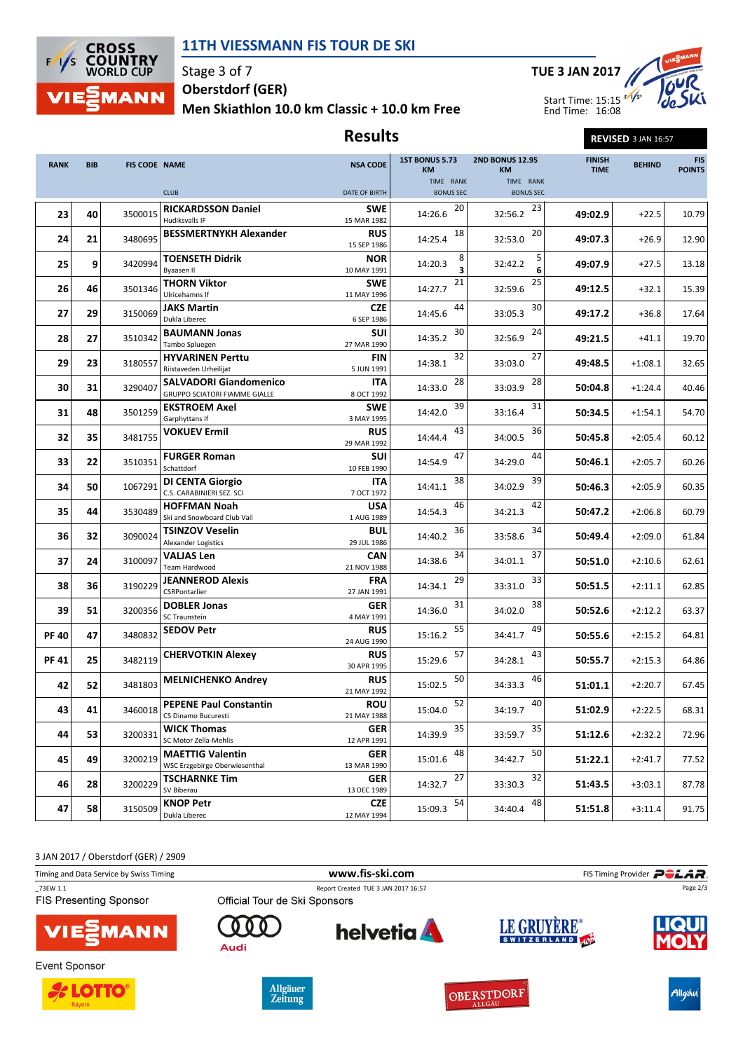# 11TH VIESSMANN FIS TOUR DE SKI

Stage 3 of 7
Oberstdorf (GER)
Men Skiathlon 10.0 km Classic + 10.0 km Free

TUE 3 JAN 2017

Start Time: 15:15
End Time: 16:08

## Results

REVISED 3 JAN 16:57

| RANK | BIB | FIS CODE | NAME / CLUB | NSA CODE / DATE OF BIRTH | 1ST BONUS 5.73 KM TIME | RANK / BONUS SEC | 2ND BONUS 12.95 KM TIME | RANK / BONUS SEC | FINISH TIME | BEHIND | FIS POINTS |
|---|---|---|---|---|---|---|---|---|---|---|---|
| 23 | 40 | 3500015 | **RICKARDSSON Daniel** Hudiksvalls IF | **SWE** 15 MAR 1982 | 14:26.6 | 20 | 32:56.2 | 23 | **49:02.9** | +22.5 | 10.79 |
| 24 | 21 | 3480695 | **BESSMERTNYKH Alexander** | **RUS** 15 SEP 1986 | 14:25.4 | 18 | 32:53.0 | 20 | **49:07.3** | +26.9 | 12.90 |
| 25 | 9 | 3420994 | **TOENSETH Didrik** Byaasen Il | **NOR** 10 MAY 1991 | 14:20.3 | 8 / **3** | 32:42.2 | 5 / **6** | **49:07.9** | +27.5 | 13.18 |
| 26 | 46 | 3501346 | **THORN Viktor** Ulricehamns If | **SWE** 11 MAY 1996 | 14:27.7 | 21 | 32:59.6 | 25 | **49:12.5** | +32.1 | 15.39 |
| 27 | 29 | 3150069 | **JAKS Martin** Dukla Liberec | **CZE** 6 SEP 1986 | 14:45.6 | 44 | 33:05.3 | 30 | **49:17.2** | +36.8 | 17.64 |
| 28 | 27 | 3510342 | **BAUMANN Jonas** Tambo Spluegen | **SUI** 27 MAR 1990 | 14:35.2 | 30 | 32:56.9 | 24 | **49:21.5** | +41.1 | 19.70 |
| 29 | 23 | 3180557 | **HYVARINEN Perttu** Riistaveden Urheilijat | **FIN** 5 JUN 1991 | 14:38.1 | 32 | 33:03.0 | 27 | **49:48.5** | +1:08.1 | 32.65 |
| 30 | 31 | 3290407 | **SALVADORI Giandomenico** GRUPPO SCIATORI FIAMME GIALLE | **ITA** 8 OCT 1992 | 14:33.0 | 28 | 33:03.9 | 28 | **50:04.8** | +1:24.4 | 40.46 |
| 31 | 48 | 3501259 | **EKSTROEM Axel** Garphyttans If | **SWE** 3 MAY 1995 | 14:42.0 | 39 | 33:16.4 | 31 | **50:34.5** | +1:54.1 | 54.70 |
| 32 | 35 | 3481755 | **VOKUEV Ermil** | **RUS** 29 MAR 1992 | 14:44.4 | 43 | 34:00.5 | 36 | **50:45.8** | +2:05.4 | 60.12 |
| 33 | 22 | 3510351 | **FURGER Roman** Schattdorf | **SUI** 10 FEB 1990 | 14:54.9 | 47 | 34:29.0 | 44 | **50:46.1** | +2:05.7 | 60.26 |
| 34 | 50 | 1067291 | **DI CENTA Giorgio** C.S. CARABINIERI SEZ. SCI | **ITA** 7 OCT 1972 | 14:41.1 | 38 | 34:02.9 | 39 | **50:46.3** | +2:05.9 | 60.35 |
| 35 | 44 | 3530489 | **HOFFMAN Noah** Ski and Snowboard Club Vail | **USA** 1 AUG 1989 | 14:54.3 | 46 | 34:21.3 | 42 | **50:47.2** | +2:06.8 | 60.79 |
| 36 | 32 | 3090024 | **TSINZOV Veselin** Alexander Logistics | **BUL** 29 JUL 1986 | 14:40.2 | 36 | 33:58.6 | 34 | **50:49.4** | +2:09.0 | 61.84 |
| 37 | 24 | 3100097 | **VALJAS Len** Team Hardwood | **CAN** 21 NOV 1988 | 14:38.6 | 34 | 34:01.1 | 37 | **50:51.0** | +2:10.6 | 62.61 |
| 38 | 36 | 3190229 | **JEANNEROD Alexis** CSRPontarlier | **FRA** 27 JAN 1991 | 14:34.1 | 29 | 33:31.0 | 33 | **50:51.5** | +2:11.1 | 62.85 |
| 39 | 51 | 3200356 | **DOBLER Jonas** SC Traunstein | **GER** 4 MAY 1991 | 14:36.0 | 31 | 34:02.0 | 38 | **50:52.6** | +2:12.2 | 63.37 |
| PF 40 | 47 | 3480832 | **SEDOV Petr** | **RUS** 24 AUG 1990 | 15:16.2 | 55 | 34:41.7 | 49 | **50:55.6** | +2:15.2 | 64.81 |
| PF 41 | 25 | 3482119 | **CHERVOTKIN Alexey** | **RUS** 30 APR 1995 | 15:29.6 | 57 | 34:28.1 | 43 | **50:55.7** | +2:15.3 | 64.86 |
| 42 | 52 | 3481803 | **MELNICHENKO Andrey** | **RUS** 21 MAY 1992 | 15:02.5 | 50 | 34:33.3 | 46 | **51:01.1** | +2:20.7 | 67.45 |
| 43 | 41 | 3460018 | **PEPENE Paul Constantin** CS Dinamo Bucuresti | **ROU** 21 MAY 1988 | 15:04.0 | 52 | 34:19.7 | 40 | **51:02.9** | +2:22.5 | 68.31 |
| 44 | 53 | 3200331 | **WICK Thomas** SC Motor Zella-Mehlis | **GER** 12 APR 1991 | 14:39.9 | 35 | 33:59.7 | 35 | **51:12.6** | +2:32.2 | 72.96 |
| 45 | 49 | 3200219 | **MAETTIG Valentin** WSC Erzgebirge Oberwiesenthal | **GER** 13 MAR 1990 | 15:01.6 | 48 | 34:42.7 | 50 | **51:22.1** | +2:41.7 | 77.52 |
| 46 | 28 | 3200229 | **TSCHARNKE Tim** SV Biberau | **GER** 13 DEC 1989 | 14:32.7 | 27 | 33:30.3 | 32 | **51:43.5** | +3:03.1 | 87.78 |
| 47 | 58 | 3150509 | **KNOP Petr** Dukla Liberec | **CZE** 12 MAY 1994 | 15:09.3 | 54 | 34:40.4 | 48 | **51:51.8** | +3:11.4 | 91.75 |

3 JAN 2017 / Oberstdorf (GER) / 2909

Timing and Data Service by Swiss Timing — www.fis-ski.com — FIS Timing Provider POLAR

_73EW 1.1 — Report Created TUE 3 JAN 2017 16:57

FIS Presenting Sponsor: VIESMANN

Official Tour de Ski Sponsors: Audi, helvetia, LE GRUYÈRE SWITZERLAND AOP, LIQUI MOLY

Event Sponsor: LOTTO Bayern, Allgäuer Zeitung, OBERSTDORF ALLGÄU, Allgäu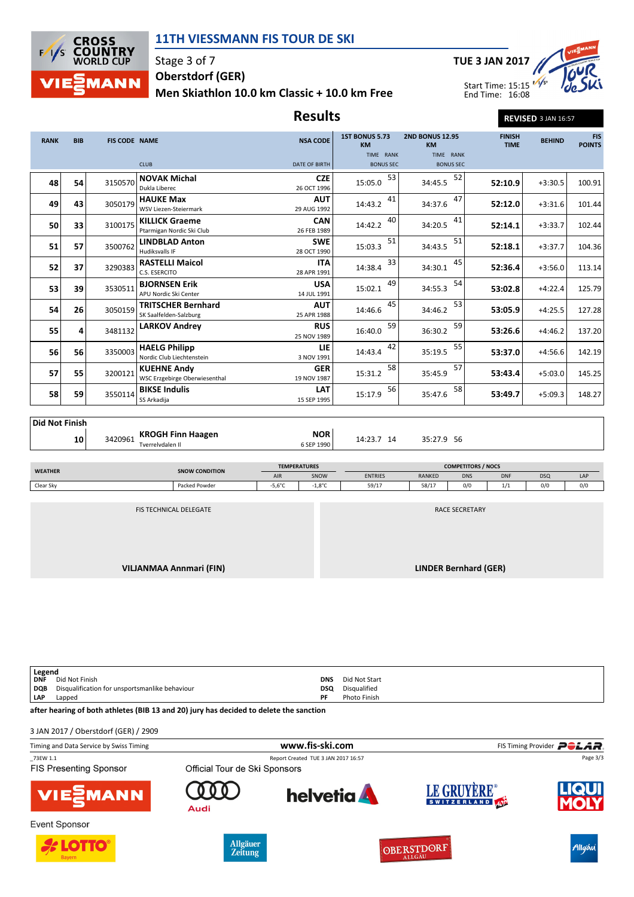# 11TH VIESSMANN FIS TOUR DE SKI

Stage 3 of 7
Oberstdorf (GER)
Men Skiathlon 10.0 km Classic + 10.0 km Free

TUE 3 JAN 2017
Start Time: 15:15
End Time: 16:08

## Results

**REVISED** 3 JAN 16:57

| RANK | BIB | FIS CODE | NAME / CLUB | NSA CODE / DATE OF BIRTH | 1ST BONUS 5.73 KM TIME | RANK | 2ND BONUS 12.95 KM TIME | RANK | FINISH TIME | BEHIND | FIS POINTS |
|---|---|---|---|---|---|---|---|---|---|---|---|
| 48 | 54 | 3150570 | **NOVAK Michal** Dukla Liberec | CZE 26 OCT 1996 | 15:05.0 | 53 | 34:45.5 | 52 | 52:10.9 | +3:30.5 | 100.91 |
| 49 | 43 | 3050179 | **HAUKE Max** WSV Liezen-Steiermark | AUT 29 AUG 1992 | 14:43.2 | 41 | 34:37.6 | 47 | 52:12.0 | +3:31.6 | 101.44 |
| 50 | 33 | 3100175 | **KILLICK Graeme** Ptarmigan Nordic Ski Club | CAN 26 FEB 1989 | 14:42.2 | 40 | 34:20.5 | 41 | 52:14.1 | +3:33.7 | 102.44 |
| 51 | 57 | 3500762 | **LINDBLAD Anton** Hudiksvalls IF | SWE 28 OCT 1990 | 15:03.3 | 51 | 34:43.5 | 51 | 52:18.1 | +3:37.7 | 104.36 |
| 52 | 37 | 3290383 | **RASTELLI Maicol** C.S. ESERCITO | ITA 28 APR 1991 | 14:38.4 | 33 | 34:30.1 | 45 | 52:36.4 | +3:56.0 | 113.14 |
| 53 | 39 | 3530511 | **BJORNSEN Erik** APU Nordic Ski Center | USA 14 JUL 1991 | 15:02.1 | 49 | 34:55.3 | 54 | 53:02.8 | +4:22.4 | 125.79 |
| 54 | 26 | 3050159 | **TRITSCHER Bernhard** SK Saalfelden-Salzburg | AUT 25 APR 1988 | 14:46.6 | 45 | 34:46.2 | 53 | 53:05.9 | +4:25.5 | 127.28 |
| 55 | 4 | 3481132 | **LARKOV Andrey** | RUS 25 NOV 1989 | 16:40.0 | 59 | 36:30.2 | 59 | 53:26.6 | +4:46.2 | 137.20 |
| 56 | 56 | 3350003 | **HAELG Philipp** Nordic Club Liechtenstein | LIE 3 NOV 1991 | 14:43.4 | 42 | 35:19.5 | 55 | 53:37.0 | +4:56.6 | 142.19 |
| 57 | 55 | 3200121 | **KUEHNE Andy** WSC Erzgebirge Oberwiesenthal | GER 19 NOV 1987 | 15:31.2 | 58 | 35:45.9 | 57 | 53:43.4 | +5:03.0 | 145.25 |
| 58 | 59 | 3550114 | **BIKSE Indulis** SS Arkadija | LAT 15 SEP 1995 | 15:17.9 | 56 | 35:47.6 | 58 | 53:49.7 | +5:09.3 | 148.27 |

### Did Not Finish

| BIB | FIS CODE | NAME / CLUB | NSA CODE / DATE OF BIRTH | 1ST BONUS TIME | RANK | 2ND BONUS TIME | RANK |
|---|---|---|---|---|---|---|---|
| 10 | 3420961 | **KROGH Finn Haagen** Tverrelvdalen Il | NOR 6 SEP 1990 | 14:23.7 | 14 | 35:27.9 | 56 |

| WEATHER | SNOW CONDITION | TEMPERATURES AIR | TEMPERATURES SNOW | ENTRIES | RANKED | DNS | DNF | DSQ | LAP |
|---|---|---|---|---|---|---|---|---|---|
| Clear Sky | Packed Powder | -5,6°C | -1,8°C | 59/17 | 58/17 | 0/0 | 1/1 | 0/0 | 0/0 |

FIS TECHNICAL DELEGATE: **VILJANMAA Annmari (FIN)**

RACE SECRETARY: **LINDER Bernhard (GER)**

**Legend**
- **DNF** Did Not Finish
- **DQB** Disqualification for unsportsmanlike behaviour
- **LAP** Lapped
- **DNS** Did Not Start
- **DSQ** Disqualified
- **PF** Photo Finish

**after hearing of both athletes (BIB 13 and 20) jury has decided to delete the sanction**

3 JAN 2017 / Oberstdorf (GER) / 2909

Timing and Data Service by Swiss Timing — www.fis-ski.com — FIS Timing Provider POLAR

_73EW 1.1 — Report Created TUE 3 JAN 2017 16:57

FIS Presenting Sponsor: VIESSMANN

Official Tour de Ski Sponsors: Audi, helvetia, LE GRUYÈRE SWITZERLAND AOP, LIQUI MOLY

Event Sponsor: LOTTO Bayern, Allgäuer Zeitung, OBERSTDORF ALLGÄU, Allgäu